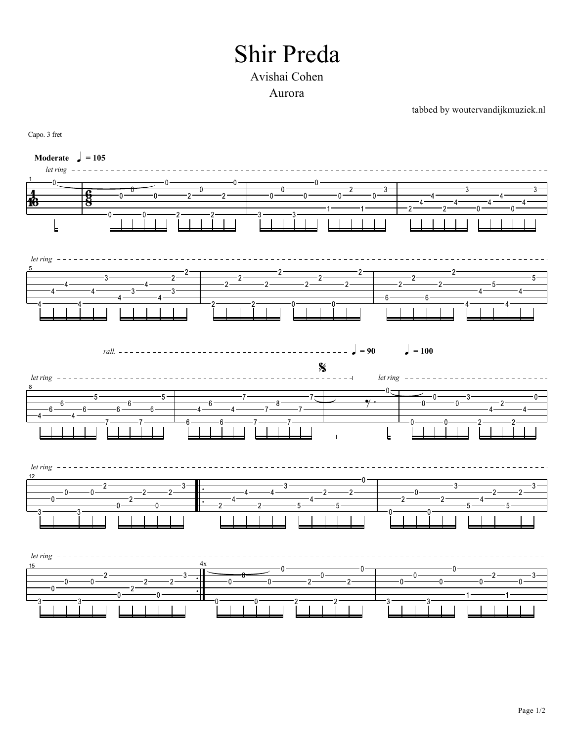# Shir Preda

Avishai Cohen

Aurora

tabbed by woutervandijkmuziek.nl

Capo. 3 fret

**Moderate** ♩ = 105

*let ring*

*rall.* ♩ = 90 ♩ = 100

4x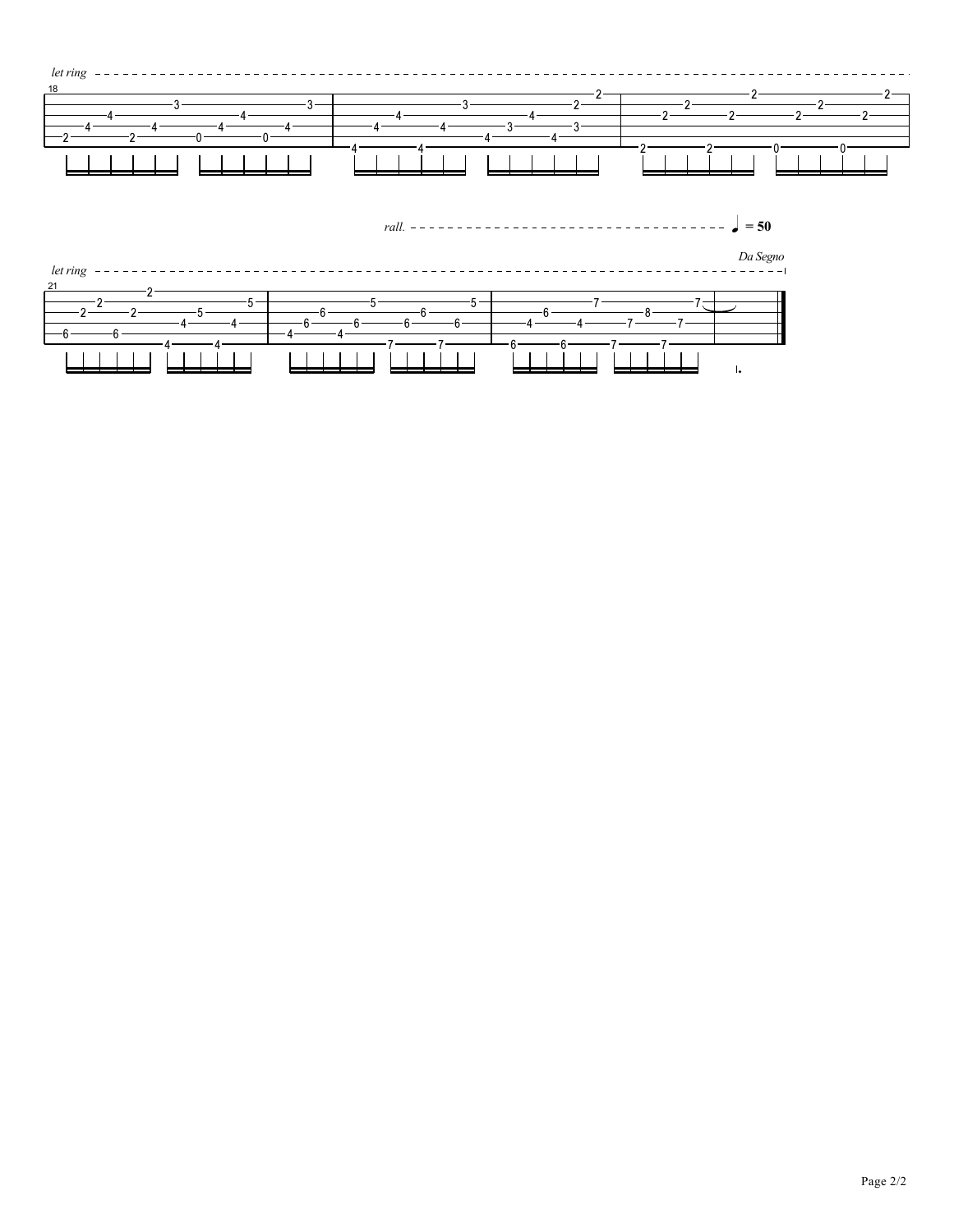*let ring*

18

*rall.* ♩ = 50

*Da Segno*

*let ring*

21